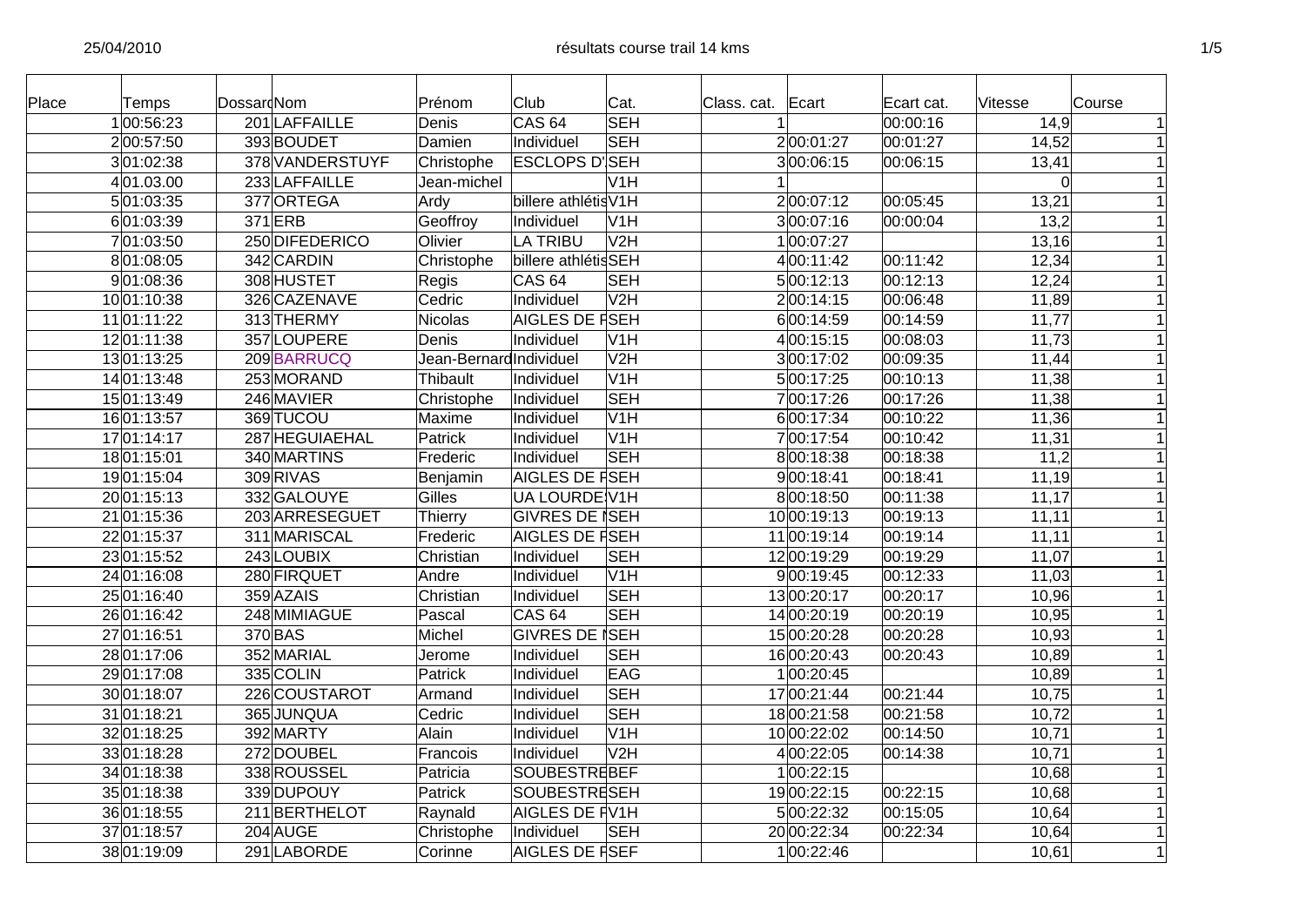# résultats course trail 14 kms

25/04/2010

| Place | Temps | Dossard | Nom | Prénom | Club | Cat. | Class. cat. | Ecart | Ecart cat. | Vitesse | Course |
|---|---|---|---|---|---|---|---|---|---|---|---|
| 1 | 00:56:23 | 201 | LAFFAILLE | Denis | CAS 64 | SEH | 1 | | 00:00:16 | 14,9 | 1 |
| 2 | 00:57:50 | 393 | BOUDET | Damien | Individuel | SEH | 2 | 00:01:27 | 00:01:27 | 14,52 | 1 |
| 3 | 01:02:38 | 378 | VANDERSTUYF | Christophe | ESCLOPS D' | SEH | 3 | 00:06:15 | 00:06:15 | 13,41 | 1 |
| 4 | 01.03.00 | 233 | LAFFAILLE | Jean-michel | | V1H | 1 | | | 0 | 1 |
| 5 | 01:03:35 | 377 | ORTEGA | Ardy | billere athlétis | V1H | 2 | 00:07:12 | 00:05:45 | 13,21 | 1 |
| 6 | 01:03:39 | 371 | ERB | Geoffroy | Individuel | V1H | 3 | 00:07:16 | 00:00:04 | 13,2 | 1 |
| 7 | 01:03:50 | 250 | DIFEDERICO | Olivier | LA TRIBU | V2H | 1 | 00:07:27 | | 13,16 | 1 |
| 8 | 01:08:05 | 342 | CARDIN | Christophe | billere athlétis | SEH | 4 | 00:11:42 | 00:11:42 | 12,34 | 1 |
| 9 | 01:08:36 | 308 | HUSTET | Regis | CAS 64 | SEH | 5 | 00:12:13 | 00:12:13 | 12,24 | 1 |
| 10 | 01:10:38 | 326 | CAZENAVE | Cedric | Individuel | V2H | 2 | 00:14:15 | 00:06:48 | 11,89 | 1 |
| 11 | 01:11:22 | 313 | THERMY | Nicolas | AIGLES DE F | SEH | 6 | 00:14:59 | 00:14:59 | 11,77 | 1 |
| 12 | 01:11:38 | 357 | LOUPERE | Denis | Individuel | V1H | 4 | 00:15:15 | 00:08:03 | 11,73 | 1 |
| 13 | 01:13:25 | 209 | BARRUCQ | Jean-Bernard | Individuel | V2H | 3 | 00:17:02 | 00:09:35 | 11,44 | 1 |
| 14 | 01:13:48 | 253 | MORAND | Thibault | Individuel | V1H | 5 | 00:17:25 | 00:10:13 | 11,38 | 1 |
| 15 | 01:13:49 | 246 | MAVIER | Christophe | Individuel | SEH | 7 | 00:17:26 | 00:17:26 | 11,38 | 1 |
| 16 | 01:13:57 | 369 | TUCOU | Maxime | Individuel | V1H | 6 | 00:17:34 | 00:10:22 | 11,36 | 1 |
| 17 | 01:14:17 | 287 | HEGUIAEHAL | Patrick | Individuel | V1H | 7 | 00:17:54 | 00:10:42 | 11,31 | 1 |
| 18 | 01:15:01 | 340 | MARTINS | Frederic | Individuel | SEH | 8 | 00:18:38 | 00:18:38 | 11,2 | 1 |
| 19 | 01:15:04 | 309 | RIVAS | Benjamin | AIGLES DE F | SEH | 9 | 00:18:41 | 00:18:41 | 11,19 | 1 |
| 20 | 01:15:13 | 332 | GALOUYE | Gilles | UA LOURDE | V1H | 8 | 00:18:50 | 00:11:38 | 11,17 | 1 |
| 21 | 01:15:36 | 203 | ARRESEGUET | Thierry | GIVRES DE I | SEH | 10 | 00:19:13 | 00:19:13 | 11,11 | 1 |
| 22 | 01:15:37 | 311 | MARISCAL | Frederic | AIGLES DE F | SEH | 11 | 00:19:14 | 00:19:14 | 11,11 | 1 |
| 23 | 01:15:52 | 243 | LOUBIX | Christian | Individuel | SEH | 12 | 00:19:29 | 00:19:29 | 11,07 | 1 |
| 24 | 01:16:08 | 280 | FIRQUET | Andre | Individuel | V1H | 9 | 00:19:45 | 00:12:33 | 11,03 | 1 |
| 25 | 01:16:40 | 359 | AZAIS | Christian | Individuel | SEH | 13 | 00:20:17 | 00:20:17 | 10,96 | 1 |
| 26 | 01:16:42 | 248 | MIMIAGUE | Pascal | CAS 64 | SEH | 14 | 00:20:19 | 00:20:19 | 10,95 | 1 |
| 27 | 01:16:51 | 370 | BAS | Michel | GIVRES DE I | SEH | 15 | 00:20:28 | 00:20:28 | 10,93 | 1 |
| 28 | 01:17:06 | 352 | MARIAL | Jerome | Individuel | SEH | 16 | 00:20:43 | 00:20:43 | 10,89 | 1 |
| 29 | 01:17:08 | 335 | COLIN | Patrick | Individuel | EAG | 1 | 00:20:45 | | 10,89 | 1 |
| 30 | 01:18:07 | 226 | COUSTAROT | Armand | Individuel | SEH | 17 | 00:21:44 | 00:21:44 | 10,75 | 1 |
| 31 | 01:18:21 | 365 | JUNQUA | Cedric | Individuel | SEH | 18 | 00:21:58 | 00:21:58 | 10,72 | 1 |
| 32 | 01:18:25 | 392 | MARTY | Alain | Individuel | V1H | 10 | 00:22:02 | 00:14:50 | 10,71 | 1 |
| 33 | 01:18:28 | 272 | DOUBEL | Francois | Individuel | V2H | 4 | 00:22:05 | 00:14:38 | 10,71 | 1 |
| 34 | 01:18:38 | 338 | ROUSSEL | Patricia | SOUBESTRE | BEF | 1 | 00:22:15 | | 10,68 | 1 |
| 35 | 01:18:38 | 339 | DUPOUY | Patrick | SOUBESTRE | SEH | 19 | 00:22:15 | 00:22:15 | 10,68 | 1 |
| 36 | 01:18:55 | 211 | BERTHELOT | Raynald | AIGLES DE F | V1H | 5 | 00:22:32 | 00:15:05 | 10,64 | 1 |
| 37 | 01:18:57 | 204 | AUGE | Christophe | Individuel | SEH | 20 | 00:22:34 | 00:22:34 | 10,64 | 1 |
| 38 | 01:19:09 | 291 | LABORDE | Corinne | AIGLES DE F | SEF | 1 | 00:22:46 | | 10,61 | 1 |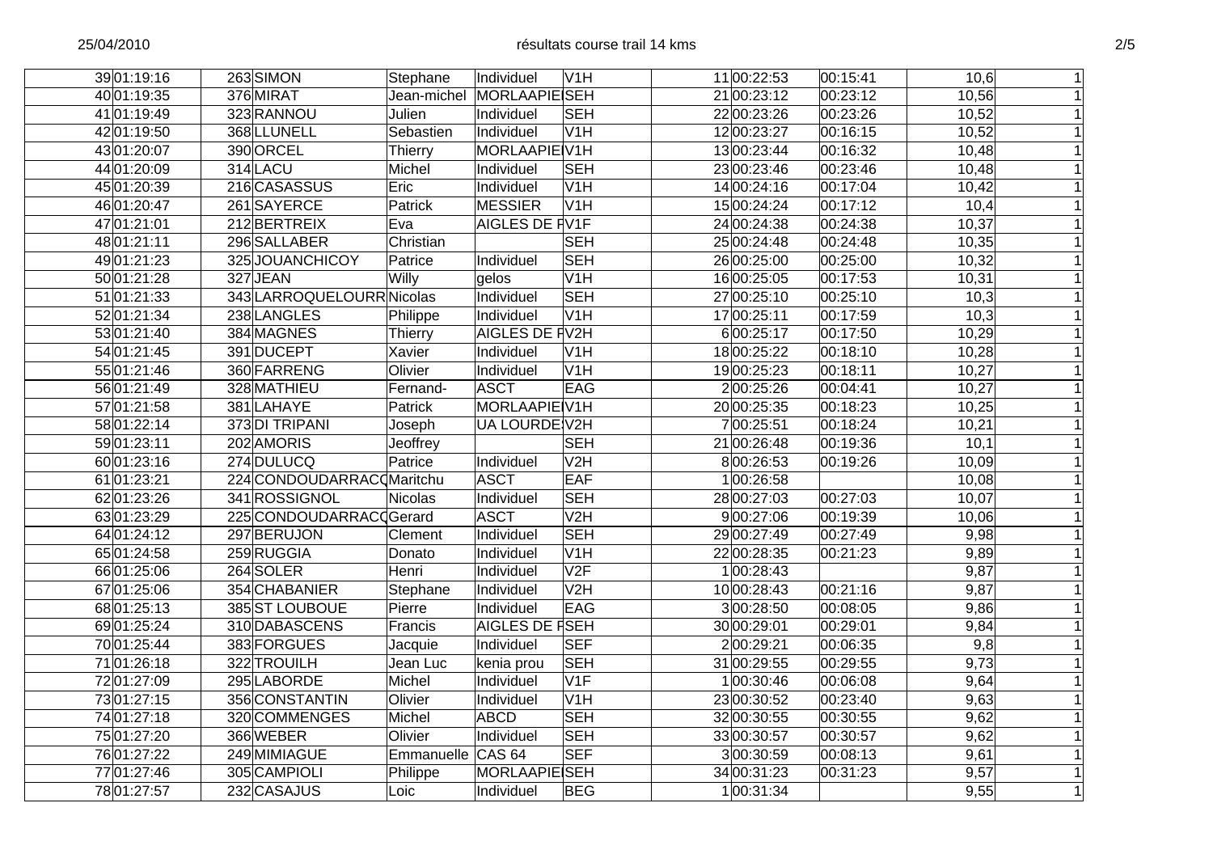|  |  |  |  |  |  |  |  |  |  |  |
|---|---|---|---|---|---|---|---|---|---|---|
| 39 | 01:19:16 | 263 | SIMON | Stephane | Individuel | V1H | 11 | 00:22:53 | 00:15:41 | 10,6 | 1 |
| 40 | 01:19:35 | 376 | MIRAT | Jean-michel | MORLAAPIE | SEH | 21 | 00:23:12 | 00:23:12 | 10,56 | 1 |
| 41 | 01:19:49 | 323 | RANNOU | Julien | Individuel | SEH | 22 | 00:23:26 | 00:23:26 | 10,52 | 1 |
| 42 | 01:19:50 | 368 | LLUNELL | Sebastien | Individuel | V1H | 12 | 00:23:27 | 00:16:15 | 10,52 | 1 |
| 43 | 01:20:07 | 390 | ORCEL | Thierry | MORLAAPIE | V1H | 13 | 00:23:44 | 00:16:32 | 10,48 | 1 |
| 44 | 01:20:09 | 314 | LACU | Michel | Individuel | SEH | 23 | 00:23:46 | 00:23:46 | 10,48 | 1 |
| 45 | 01:20:39 | 216 | CASASSUS | Eric | Individuel | V1H | 14 | 00:24:16 | 00:17:04 | 10,42 | 1 |
| 46 | 01:20:47 | 261 | SAYERCE | Patrick | MESSIER | V1H | 15 | 00:24:24 | 00:17:12 | 10,4 | 1 |
| 47 | 01:21:01 | 212 | BERTREIX | Eva | AIGLES DE F | V1F | 24 | 00:24:38 | 00:24:38 | 10,37 | 1 |
| 48 | 01:21:11 | 296 | SALLABER | Christian |  | SEH | 25 | 00:24:48 | 00:24:48 | 10,35 | 1 |
| 49 | 01:21:23 | 325 | JOUANCHICOY | Patrice | Individuel | SEH | 26 | 00:25:00 | 00:25:00 | 10,32 | 1 |
| 50 | 01:21:28 | 327 | JEAN | Willy | gelos | V1H | 16 | 00:25:05 | 00:17:53 | 10,31 | 1 |
| 51 | 01:21:33 | 343 | LARROQUELOURR | Nicolas | Individuel | SEH | 27 | 00:25:10 | 00:25:10 | 10,3 | 1 |
| 52 | 01:21:34 | 238 | LANGLES | Philippe | Individuel | V1H | 17 | 00:25:11 | 00:17:59 | 10,3 | 1 |
| 53 | 01:21:40 | 384 | MAGNES | Thierry | AIGLES DE F | V2H | 6 | 00:25:17 | 00:17:50 | 10,29 | 1 |
| 54 | 01:21:45 | 391 | DUCEPT | Xavier | Individuel | V1H | 18 | 00:25:22 | 00:18:10 | 10,28 | 1 |
| 55 | 01:21:46 | 360 | FARRENG | Olivier | Individuel | V1H | 19 | 00:25:23 | 00:18:11 | 10,27 | 1 |
| 56 | 01:21:49 | 328 | MATHIEU | Fernand- | ASCT | EAG | 2 | 00:25:26 | 00:04:41 | 10,27 | 1 |
| 57 | 01:21:58 | 381 | LAHAYE | Patrick | MORLAAPIE | V1H | 20 | 00:25:35 | 00:18:23 | 10,25 | 1 |
| 58 | 01:22:14 | 373 | DI TRIPANI | Joseph | UA LOURDE | V2H | 7 | 00:25:51 | 00:18:24 | 10,21 | 1 |
| 59 | 01:23:11 | 202 | AMORIS | Jeoffrey |  | SEH | 21 | 00:26:48 | 00:19:36 | 10,1 | 1 |
| 60 | 01:23:16 | 274 | DULUCQ | Patrice | Individuel | V2H | 8 | 00:26:53 | 00:19:26 | 10,09 | 1 |
| 61 | 01:23:21 | 224 | CONDOUDARRACQ | Maritchu | ASCT | EAF | 1 | 00:26:58 |  | 10,08 | 1 |
| 62 | 01:23:26 | 341 | ROSSIGNOL | Nicolas | Individuel | SEH | 28 | 00:27:03 | 00:27:03 | 10,07 | 1 |
| 63 | 01:23:29 | 225 | CONDOUDARRACQ | Gerard | ASCT | V2H | 9 | 00:27:06 | 00:19:39 | 10,06 | 1 |
| 64 | 01:24:12 | 297 | BERUJON | Clement | Individuel | SEH | 29 | 00:27:49 | 00:27:49 | 9,98 | 1 |
| 65 | 01:24:58 | 259 | RUGGIA | Donato | Individuel | V1H | 22 | 00:28:35 | 00:21:23 | 9,89 | 1 |
| 66 | 01:25:06 | 264 | SOLER | Henri | Individuel | V2F | 1 | 00:28:43 |  | 9,87 | 1 |
| 67 | 01:25:06 | 354 | CHABANIER | Stephane | Individuel | V2H | 10 | 00:28:43 | 00:21:16 | 9,87 | 1 |
| 68 | 01:25:13 | 385 | ST LOUBOUE | Pierre | Individuel | EAG | 3 | 00:28:50 | 00:08:05 | 9,86 | 1 |
| 69 | 01:25:24 | 310 | DABASCENS | Francis | AIGLES DE F | SEH | 30 | 00:29:01 | 00:29:01 | 9,84 | 1 |
| 70 | 01:25:44 | 383 | FORGUES | Jacquie | Individuel | SEF | 2 | 00:29:21 | 00:06:35 | 9,8 | 1 |
| 71 | 01:26:18 | 322 | TROUILH | Jean Luc | kenia prou | SEH | 31 | 00:29:55 | 00:29:55 | 9,73 | 1 |
| 72 | 01:27:09 | 295 | LABORDE | Michel | Individuel | V1F | 1 | 00:30:46 | 00:06:08 | 9,64 | 1 |
| 73 | 01:27:15 | 356 | CONSTANTIN | Olivier | Individuel | V1H | 23 | 00:30:52 | 00:23:40 | 9,63 | 1 |
| 74 | 01:27:18 | 320 | COMMENGES | Michel | ABCD | SEH | 32 | 00:30:55 | 00:30:55 | 9,62 | 1 |
| 75 | 01:27:20 | 366 | WEBER | Olivier | Individuel | SEH | 33 | 00:30:57 | 00:30:57 | 9,62 | 1 |
| 76 | 01:27:22 | 249 | MIMIAGUE | Emmanuelle | CAS 64 | SEF | 3 | 00:30:59 | 00:08:13 | 9,61 | 1 |
| 77 | 01:27:46 | 305 | CAMPIOLI | Philippe | MORLAAPIE | SEH | 34 | 00:31:23 | 00:31:23 | 9,57 | 1 |
| 78 | 01:27:57 | 232 | CASAJUS | Loic | Individuel | BEG | 1 | 00:31:34 |  | 9,55 | 1 |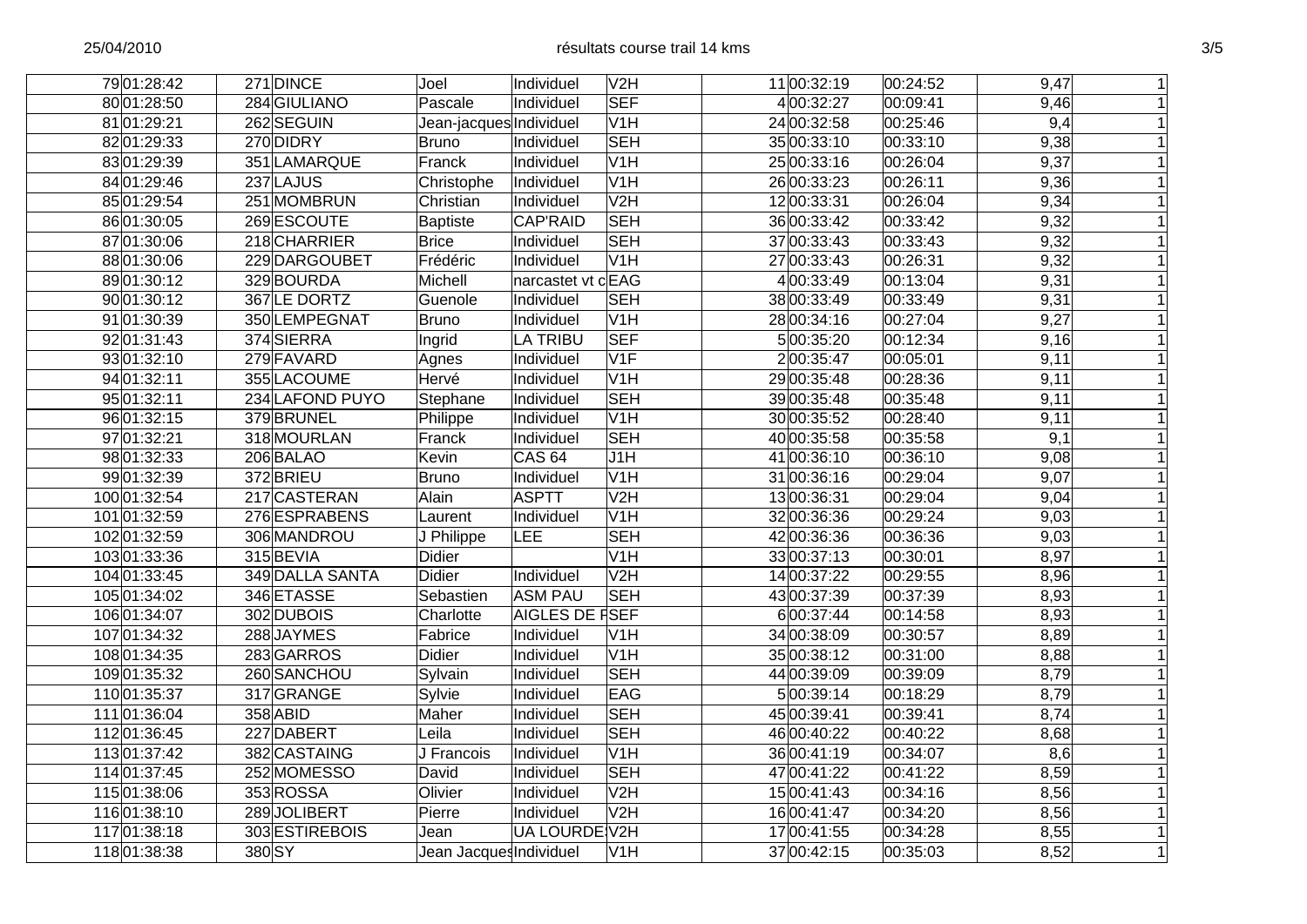| | | | | | | | | | | | |
|---|---|---|---|---|---|---|---|---|---|---|---|
| 79 | 01:28:42 | 271 | DINCE | Joel | Individuel | V2H | 11 | 00:32:19 | 00:24:52 | 9,47 | 1 |
| 80 | 01:28:50 | 284 | GIULIANO | Pascale | Individuel | SEF | 4 | 00:32:27 | 00:09:41 | 9,46 | 1 |
| 81 | 01:29:21 | 262 | SEGUIN | Jean-jacques | Individuel | V1H | 24 | 00:32:58 | 00:25:46 | 9,4 | 1 |
| 82 | 01:29:33 | 270 | DIDRY | Bruno | Individuel | SEH | 35 | 00:33:10 | 00:33:10 | 9,38 | 1 |
| 83 | 01:29:39 | 351 | LAMARQUE | Franck | Individuel | V1H | 25 | 00:33:16 | 00:26:04 | 9,37 | 1 |
| 84 | 01:29:46 | 237 | LAJUS | Christophe | Individuel | V1H | 26 | 00:33:23 | 00:26:11 | 9,36 | 1 |
| 85 | 01:29:54 | 251 | MOMBRUN | Christian | Individuel | V2H | 12 | 00:33:31 | 00:26:04 | 9,34 | 1 |
| 86 | 01:30:05 | 269 | ESCOUTE | Baptiste | CAP'RAID | SEH | 36 | 00:33:42 | 00:33:42 | 9,32 | 1 |
| 87 | 01:30:06 | 218 | CHARRIER | Brice | Individuel | SEH | 37 | 00:33:43 | 00:33:43 | 9,32 | 1 |
| 88 | 01:30:06 | 229 | DARGOUBET | Frédéric | Individuel | V1H | 27 | 00:33:43 | 00:26:31 | 9,32 | 1 |
| 89 | 01:30:12 | 329 | BOURDA | Michell | narcastet vt c | EAG | 4 | 00:33:49 | 00:13:04 | 9,31 | 1 |
| 90 | 01:30:12 | 367 | LE DORTZ | Guenole | Individuel | SEH | 38 | 00:33:49 | 00:33:49 | 9,31 | 1 |
| 91 | 01:30:39 | 350 | LEMPEGNAT | Bruno | Individuel | V1H | 28 | 00:34:16 | 00:27:04 | 9,27 | 1 |
| 92 | 01:31:43 | 374 | SIERRA | Ingrid | LA TRIBU | SEF | 5 | 00:35:20 | 00:12:34 | 9,16 | 1 |
| 93 | 01:32:10 | 279 | FAVARD | Agnes | Individuel | V1F | 2 | 00:35:47 | 00:05:01 | 9,11 | 1 |
| 94 | 01:32:11 | 355 | LACOUME | Hervé | Individuel | V1H | 29 | 00:35:48 | 00:28:36 | 9,11 | 1 |
| 95 | 01:32:11 | 234 | LAFOND PUYO | Stephane | Individuel | SEH | 39 | 00:35:48 | 00:35:48 | 9,11 | 1 |
| 96 | 01:32:15 | 379 | BRUNEL | Philippe | Individuel | V1H | 30 | 00:35:52 | 00:28:40 | 9,11 | 1 |
| 97 | 01:32:21 | 318 | MOURLAN | Franck | Individuel | SEH | 40 | 00:35:58 | 00:35:58 | 9,1 | 1 |
| 98 | 01:32:33 | 206 | BALAO | Kevin | CAS 64 | J1H | 41 | 00:36:10 | 00:36:10 | 9,08 | 1 |
| 99 | 01:32:39 | 372 | BRIEU | Bruno | Individuel | V1H | 31 | 00:36:16 | 00:29:04 | 9,07 | 1 |
| 100 | 01:32:54 | 217 | CASTERAN | Alain | ASPTT | V2H | 13 | 00:36:31 | 00:29:04 | 9,04 | 1 |
| 101 | 01:32:59 | 276 | ESPRABENS | Laurent | Individuel | V1H | 32 | 00:36:36 | 00:29:24 | 9,03 | 1 |
| 102 | 01:32:59 | 306 | MANDROU | J Philippe | LEE | SEH | 42 | 00:36:36 | 00:36:36 | 9,03 | 1 |
| 103 | 01:33:36 | 315 | BEVIA | Didier | | V1H | 33 | 00:37:13 | 00:30:01 | 8,97 | 1 |
| 104 | 01:33:45 | 349 | DALLA SANTA | Didier | Individuel | V2H | 14 | 00:37:22 | 00:29:55 | 8,96 | 1 |
| 105 | 01:34:02 | 346 | ETASSE | Sebastien | ASM PAU | SEH | 43 | 00:37:39 | 00:37:39 | 8,93 | 1 |
| 106 | 01:34:07 | 302 | DUBOIS | Charlotte | AIGLES DE F | SEF | 6 | 00:37:44 | 00:14:58 | 8,93 | 1 |
| 107 | 01:34:32 | 288 | JAYMES | Fabrice | Individuel | V1H | 34 | 00:38:09 | 00:30:57 | 8,89 | 1 |
| 108 | 01:34:35 | 283 | GARROS | Didier | Individuel | V1H | 35 | 00:38:12 | 00:31:00 | 8,88 | 1 |
| 109 | 01:35:32 | 260 | SANCHOU | Sylvain | Individuel | SEH | 44 | 00:39:09 | 00:39:09 | 8,79 | 1 |
| 110 | 01:35:37 | 317 | GRANGE | Sylvie | Individuel | EAG | 5 | 00:39:14 | 00:18:29 | 8,79 | 1 |
| 111 | 01:36:04 | 358 | ABID | Maher | Individuel | SEH | 45 | 00:39:41 | 00:39:41 | 8,74 | 1 |
| 112 | 01:36:45 | 227 | DABERT | Leila | Individuel | SEH | 46 | 00:40:22 | 00:40:22 | 8,68 | 1 |
| 113 | 01:37:42 | 382 | CASTAING | J Francois | Individuel | V1H | 36 | 00:41:19 | 00:34:07 | 8,6 | 1 |
| 114 | 01:37:45 | 252 | MOMESSO | David | Individuel | SEH | 47 | 00:41:22 | 00:41:22 | 8,59 | 1 |
| 115 | 01:38:06 | 353 | ROSSA | Olivier | Individuel | V2H | 15 | 00:41:43 | 00:34:16 | 8,56 | 1 |
| 116 | 01:38:10 | 289 | JOLIBERT | Pierre | Individuel | V2H | 16 | 00:41:47 | 00:34:20 | 8,56 | 1 |
| 117 | 01:38:18 | 303 | ESTIREBOIS | Jean | UA LOURDE | V2H | 17 | 00:41:55 | 00:34:28 | 8,55 | 1 |
| 118 | 01:38:38 | 380 | SY | Jean Jacques | Individuel | V1H | 37 | 00:42:15 | 00:35:03 | 8,52 | 1 |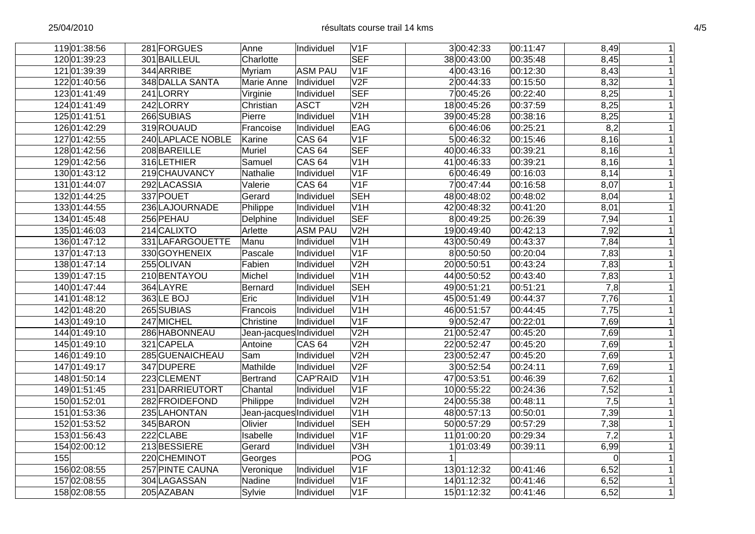| | | | | | | | | | | |
|---|---|---|---|---|---|---|---|---|---|---|
| 119 | 01:38:56 | 281 | FORGUES | Anne | Individuel | V1F | 3 | 00:42:33 | 00:11:47 | 8,49 | 1 |
| 120 | 01:39:23 | 301 | BAILLEUL | Charlotte | | SEF | 38 | 00:43:00 | 00:35:48 | 8,45 | 1 |
| 121 | 01:39:39 | 344 | ARRIBE | Myriam | ASM PAU | V1F | 4 | 00:43:16 | 00:12:30 | 8,43 | 1 |
| 122 | 01:40:56 | 348 | DALLA SANTA | Marie Anne | Individuel | V2F | 2 | 00:44:33 | 00:15:50 | 8,32 | 1 |
| 123 | 01:41:49 | 241 | LORRY | Virginie | Individuel | SEF | 7 | 00:45:26 | 00:22:40 | 8,25 | 1 |
| 124 | 01:41:49 | 242 | LORRY | Christian | ASCT | V2H | 18 | 00:45:26 | 00:37:59 | 8,25 | 1 |
| 125 | 01:41:51 | 266 | SUBIAS | Pierre | Individuel | V1H | 39 | 00:45:28 | 00:38:16 | 8,25 | 1 |
| 126 | 01:42:29 | 319 | ROUAUD | Francoise | Individuel | EAG | 6 | 00:46:06 | 00:25:21 | 8,2 | 1 |
| 127 | 01:42:55 | 240 | LAPLACE NOBLE | Karine | CAS 64 | V1F | 5 | 00:46:32 | 00:15:46 | 8,16 | 1 |
| 128 | 01:42:56 | 208 | BAREILLE | Muriel | CAS 64 | SEF | 40 | 00:46:33 | 00:39:21 | 8,16 | 1 |
| 129 | 01:42:56 | 316 | LETHIER | Samuel | CAS 64 | V1H | 41 | 00:46:33 | 00:39:21 | 8,16 | 1 |
| 130 | 01:43:12 | 219 | CHAUVANCY | Nathalie | Individuel | V1F | 6 | 00:46:49 | 00:16:03 | 8,14 | 1 |
| 131 | 01:44:07 | 292 | LACASSIA | Valerie | CAS 64 | V1F | 7 | 00:47:44 | 00:16:58 | 8,07 | 1 |
| 132 | 01:44:25 | 337 | POUET | Gerard | Individuel | SEH | 48 | 00:48:02 | 00:48:02 | 8,04 | 1 |
| 133 | 01:44:55 | 236 | LAJOURNADE | Philippe | Individuel | V1H | 42 | 00:48:32 | 00:41:20 | 8,01 | 1 |
| 134 | 01:45:48 | 256 | PEHAU | Delphine | Individuel | SEF | 8 | 00:49:25 | 00:26:39 | 7,94 | 1 |
| 135 | 01:46:03 | 214 | CALIXTO | Arlette | ASM PAU | V2H | 19 | 00:49:40 | 00:42:13 | 7,92 | 1 |
| 136 | 01:47:12 | 331 | LAFARGOUETTE | Manu | Individuel | V1H | 43 | 00:50:49 | 00:43:37 | 7,84 | 1 |
| 137 | 01:47:13 | 330 | GOYHENEIX | Pascale | Individuel | V1F | 8 | 00:50:50 | 00:20:04 | 7,83 | 1 |
| 138 | 01:47:14 | 255 | OLIVAN | Fabien | Individuel | V2H | 20 | 00:50:51 | 00:43:24 | 7,83 | 1 |
| 139 | 01:47:15 | 210 | BENTAYOU | Michel | Individuel | V1H | 44 | 00:50:52 | 00:43:40 | 7,83 | 1 |
| 140 | 01:47:44 | 364 | LAYRE | Bernard | Individuel | SEH | 49 | 00:51:21 | 00:51:21 | 7,8 | 1 |
| 141 | 01:48:12 | 363 | LE BOJ | Eric | Individuel | V1H | 45 | 00:51:49 | 00:44:37 | 7,76 | 1 |
| 142 | 01:48:20 | 265 | SUBIAS | Francois | Individuel | V1H | 46 | 00:51:57 | 00:44:45 | 7,75 | 1 |
| 143 | 01:49:10 | 247 | MICHEL | Christine | Individuel | V1F | 9 | 00:52:47 | 00:22:01 | 7,69 | 1 |
| 144 | 01:49:10 | 286 | HABONNEAU | Jean-jacques | Individuel | V2H | 21 | 00:52:47 | 00:45:20 | 7,69 | 1 |
| 145 | 01:49:10 | 321 | CAPELA | Antoine | CAS 64 | V2H | 22 | 00:52:47 | 00:45:20 | 7,69 | 1 |
| 146 | 01:49:10 | 285 | GUENAICHEAU | Sam | Individuel | V2H | 23 | 00:52:47 | 00:45:20 | 7,69 | 1 |
| 147 | 01:49:17 | 347 | DUPERE | Mathilde | Individuel | V2F | 3 | 00:52:54 | 00:24:11 | 7,69 | 1 |
| 148 | 01:50:14 | 223 | CLEMENT | Bertrand | CAP'RAID | V1H | 47 | 00:53:51 | 00:46:39 | 7,62 | 1 |
| 149 | 01:51:45 | 231 | DARRIEUTORT | Chantal | Individuel | V1F | 10 | 00:55:22 | 00:24:36 | 7,52 | 1 |
| 150 | 01:52:01 | 282 | FROIDEFOND | Philippe | Individuel | V2H | 24 | 00:55:38 | 00:48:11 | 7,5 | 1 |
| 151 | 01:53:36 | 235 | LAHONTAN | Jean-jacques | Individuel | V1H | 48 | 00:57:13 | 00:50:01 | 7,39 | 1 |
| 152 | 01:53:52 | 345 | BARON | Olivier | Individuel | SEH | 50 | 00:57:29 | 00:57:29 | 7,38 | 1 |
| 153 | 01:56:43 | 222 | CLABE | Isabelle | Individuel | V1F | 11 | 01:00:20 | 00:29:34 | 7,2 | 1 |
| 154 | 02:00:12 | 213 | BESSIERE | Gerard | Individuel | V3H | 1 | 01:03:49 | 00:39:11 | 6,99 | 1 |
| 155 | | 220 | CHEMINOT | Georges | | POG | 1 | | | 0 | 1 |
| 156 | 02:08:55 | 257 | PINTE CAUNA | Veronique | Individuel | V1F | 13 | 01:12:32 | 00:41:46 | 6,52 | 1 |
| 157 | 02:08:55 | 304 | LAGASSAN | Nadine | Individuel | V1F | 14 | 01:12:32 | 00:41:46 | 6,52 | 1 |
| 158 | 02:08:55 | 205 | AZABAN | Sylvie | Individuel | V1F | 15 | 01:12:32 | 00:41:46 | 6,52 | 1 |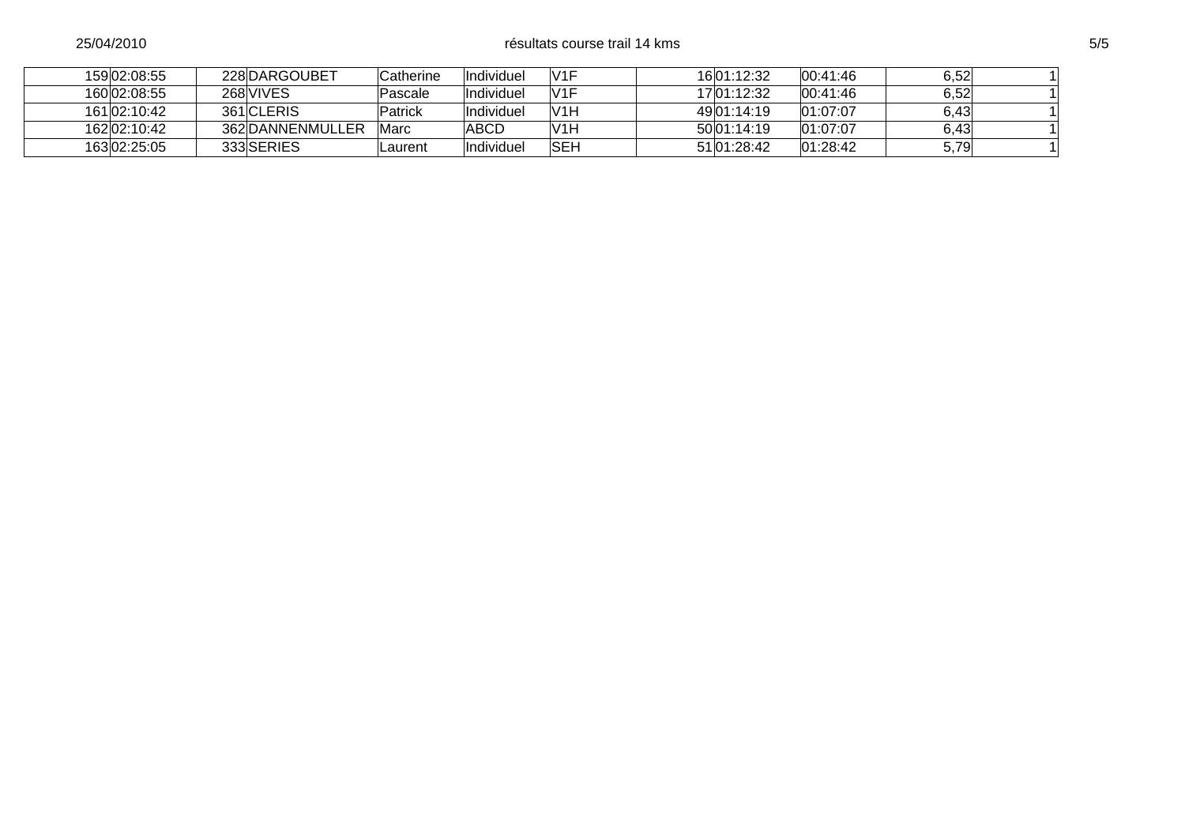| | | | | | | | | | | | |
|---|---|---|---|---|---|---|---|---|---|---|---|
| 159 | 02:08:55 | 228 | DARGOUBET | Catherine | Individuel | V1F | 16 | 01:12:32 | 00:41:46 | 6,52 | 1 |
| 160 | 02:08:55 | 268 | VIVES | Pascale | Individuel | V1F | 17 | 01:12:32 | 00:41:46 | 6,52 | 1 |
| 161 | 02:10:42 | 361 | CLERIS | Patrick | Individuel | V1H | 49 | 01:14:19 | 01:07:07 | 6,43 | 1 |
| 162 | 02:10:42 | 362 | DANNENMULLER | Marc | ABCD | V1H | 50 | 01:14:19 | 01:07:07 | 6,43 | 1 |
| 163 | 02:25:05 | 333 | SERIES | Laurent | Individuel | SEH | 51 | 01:28:42 | 01:28:42 | 5,79 | 1 |